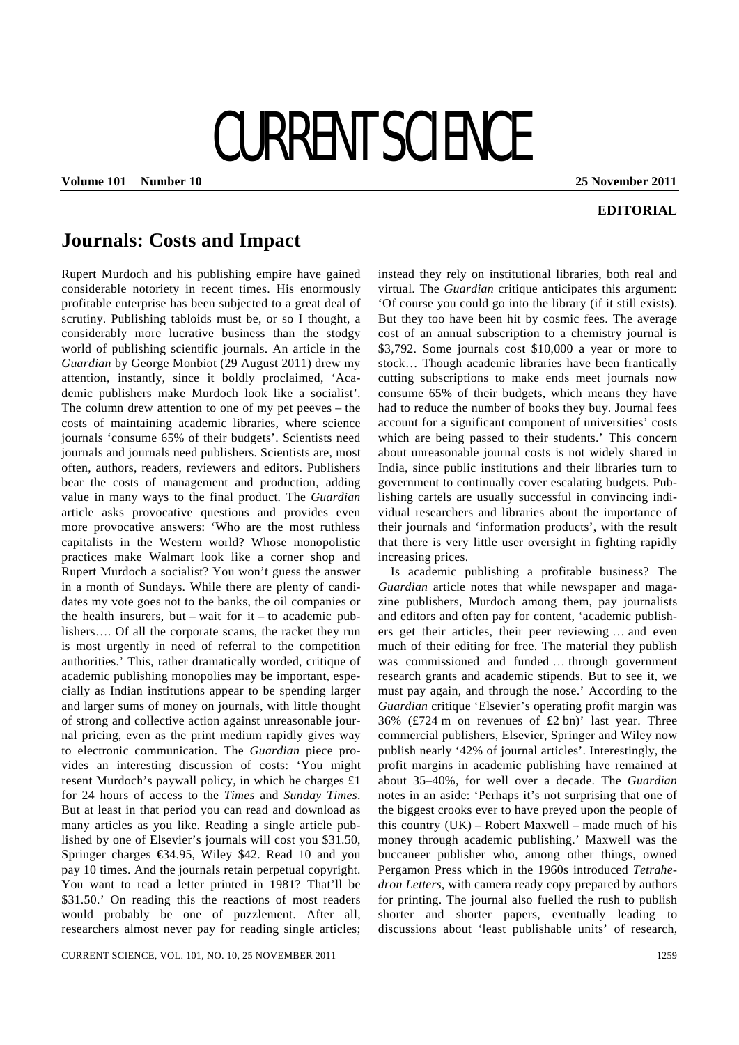**EDITORIAL**

# Journals: Costs and Impact

Rupert Murdoch and his publishing empire have gained considerable notoriety in recent times. His enormously profitable enterprise has been subjected to a great deal of scrutiny. Publishing tabloids must be, or so I thought, a considerably more lucrative business than the stodgy world of publishing scientific journals. An article in the *Guardian* by George Monbiot (29 August 2011) drew my attention, instantly, since it boldly proclaimed, 'Academic publishers make Murdoch look like a socialist'. The column drew attention to one of my pet peeves – the costs of maintaining academic libraries, where science journals 'consume 65% of their budgets'. Scientists need journals and journals need publishers. Scientists are, most often, authors, readers, reviewers and editors. Publishers bear the costs of management and production, adding value in many ways to the final product. The *Guardian* article asks provocative questions and provides even more provocative answers: 'Who are the most ruthless capitalists in the Western world? Whose monopolistic practices make Walmart look like a corner shop and Rupert Murdoch a socialist? You won't guess the answer in a month of Sundays. While there are plenty of candidates my vote goes not to the banks, the oil companies or the health insurers, but – wait for it – to academic publishers…. Of all the corporate scams, the racket they run is most urgently in need of referral to the competition authorities.' This, rather dramatically worded, critique of academic publishing monopolies may be important, especially as Indian institutions appear to be spending larger and larger sums of money on journals, with little thought of strong and collective action against unreasonable journal pricing, even as the print medium rapidly gives way to electronic communication. The *Guardian* piece provides an interesting discussion of costs: 'You might resent Murdoch's paywall policy, in which he charges £1 for 24 hours of access to the *Times* and *Sunday Times*. But at least in that period you can read and download as many articles as you like. Reading a single article published by one of Elsevier's journals will cost you $31.50, Springer charges €34.95, Wiley $42. Read 10 and you pay 10 times. And the journals retain perpetual copyright. You want to read a letter printed in 1981? That'll be $31.50.' On reading this the reactions of most readers would probably be one of puzzlement. After all, researchers almost never pay for reading single articles; instead they rely on institutional libraries, both real and virtual. The *Guardian* critique anticipates this argument: 'Of course you could go into the library (if it still exists). But they too have been hit by cosmic fees. The average cost of an annual subscription to a chemistry journal is $3,792. Some journals cost $10,000 a year or more to stock… Though academic libraries have been frantically cutting subscriptions to make ends meet journals now consume 65% of their budgets, which means they have had to reduce the number of books they buy. Journal fees account for a significant component of universities' costs which are being passed to their students.' This concern about unreasonable journal costs is not widely shared in India, since public institutions and their libraries turn to government to continually cover escalating budgets. Publishing cartels are usually successful in convincing individual researchers and libraries about the importance of their journals and 'information products', with the result that there is very little user oversight in fighting rapidly increasing prices.

Is academic publishing a profitable business? The *Guardian* article notes that while newspaper and magazine publishers, Murdoch among them, pay journalists and editors and often pay for content, 'academic publishers get their articles, their peer reviewing … and even much of their editing for free. The material they publish was commissioned and funded … through government research grants and academic stipends. But to see it, we must pay again, and through the nose.' According to the *Guardian* critique 'Elsevier's operating profit margin was 36% (£724 m on revenues of £2 bn)' last year. Three commercial publishers, Elsevier, Springer and Wiley now publish nearly '42% of journal articles'. Interestingly, the profit margins in academic publishing have remained at about 35–40%, for well over a decade. The *Guardian* notes in an aside: 'Perhaps it's not surprising that one of the biggest crooks ever to have preyed upon the people of this country (UK) – Robert Maxwell – made much of his money through academic publishing.' Maxwell was the buccaneer publisher who, among other things, owned Pergamon Press which in the 1960s introduced *Tetrahedron Letters*, with camera ready copy prepared by authors for printing. The journal also fuelled the rush to publish shorter and shorter papers, eventually leading to discussions about 'least publishable units' of research,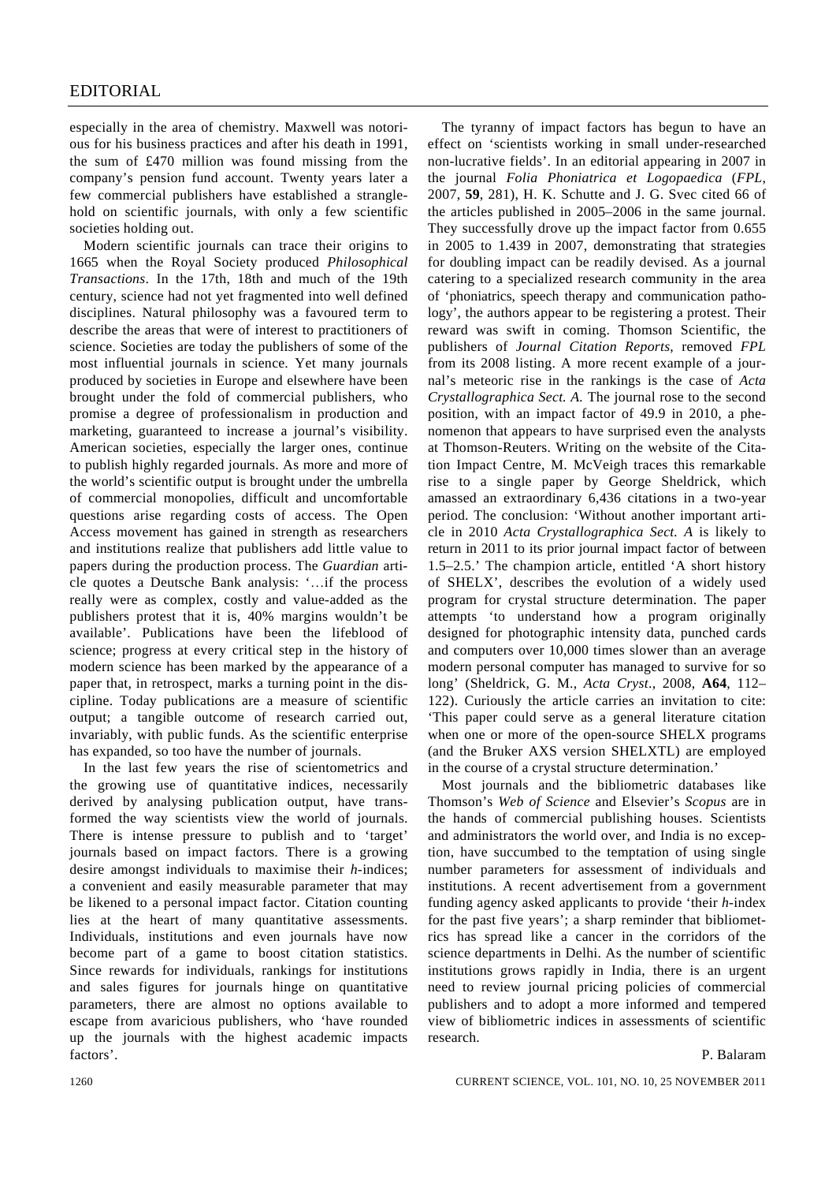especially in the area of chemistry. Maxwell was notorious for his business practices and after his death in 1991, the sum of £470 million was found missing from the company's pension fund account. Twenty years later a few commercial publishers have established a stranglehold on scientific journals, with only a few scientific societies holding out.

Modern scientific journals can trace their origins to 1665 when the Royal Society produced *Philosophical Transactions*. In the 17th, 18th and much of the 19th century, science had not yet fragmented into well defined disciplines. Natural philosophy was a favoured term to describe the areas that were of interest to practitioners of science. Societies are today the publishers of some of the most influential journals in science. Yet many journals produced by societies in Europe and elsewhere have been brought under the fold of commercial publishers, who promise a degree of professionalism in production and marketing, guaranteed to increase a journal's visibility. American societies, especially the larger ones, continue to publish highly regarded journals. As more and more of the world's scientific output is brought under the umbrella of commercial monopolies, difficult and uncomfortable questions arise regarding costs of access. The Open Access movement has gained in strength as researchers and institutions realize that publishers add little value to papers during the production process. The *Guardian* article quotes a Deutsche Bank analysis: '…if the process really were as complex, costly and value-added as the publishers protest that it is, 40% margins wouldn't be available'. Publications have been the lifeblood of science; progress at every critical step in the history of modern science has been marked by the appearance of a paper that, in retrospect, marks a turning point in the discipline. Today publications are a measure of scientific output; a tangible outcome of research carried out, invariably, with public funds. As the scientific enterprise has expanded, so too have the number of journals.

In the last few years the rise of scientometrics and the growing use of quantitative indices, necessarily derived by analysing publication output, have transformed the way scientists view the world of journals. There is intense pressure to publish and to 'target' journals based on impact factors. There is a growing desire amongst individuals to maximise their *h*-indices; a convenient and easily measurable parameter that may be likened to a personal impact factor. Citation counting lies at the heart of many quantitative assessments. Individuals, institutions and even journals have now become part of a game to boost citation statistics. Since rewards for individuals, rankings for institutions and sales figures for journals hinge on quantitative parameters, there are almost no options available to escape from avaricious publishers, who 'have rounded up the journals with the highest academic impacts factors'.

The tyranny of impact factors has begun to have an effect on 'scientists working in small under-researched non-lucrative fields'. In an editorial appearing in 2007 in the journal *Folia Phoniatrica et Logopaedica* (*FPL*, 2007, **59**, 281), H. K. Schutte and J. G. Svec cited 66 of the articles published in 2005–2006 in the same journal. They successfully drove up the impact factor from 0.655 in 2005 to 1.439 in 2007, demonstrating that strategies for doubling impact can be readily devised. As a journal catering to a specialized research community in the area of 'phoniatrics, speech therapy and communication pathology', the authors appear to be registering a protest. Their reward was swift in coming. Thomson Scientific, the publishers of *Journal Citation Reports*, removed *FPL* from its 2008 listing. A more recent example of a journal's meteoric rise in the rankings is the case of *Acta Crystallographica Sect. A.* The journal rose to the second position, with an impact factor of 49.9 in 2010, a phenomenon that appears to have surprised even the analysts at Thomson-Reuters. Writing on the website of the Citation Impact Centre, M. McVeigh traces this remarkable rise to a single paper by George Sheldrick, which amassed an extraordinary 6,436 citations in a two-year period. The conclusion: 'Without another important article in 2010 *Acta Crystallographica Sect. A* is likely to return in 2011 to its prior journal impact factor of between 1.5–2.5.' The champion article, entitled 'A short history of SHELX', describes the evolution of a widely used program for crystal structure determination. The paper attempts 'to understand how a program originally designed for photographic intensity data, punched cards and computers over 10,000 times slower than an average modern personal computer has managed to survive for so long' (Sheldrick, G. M., *Acta Cryst*., 2008, **A64**, 112–122). Curiously the article carries an invitation to cite: 'This paper could serve as a general literature citation when one or more of the open-source SHELX programs (and the Bruker AXS version SHELXTL) are employed in the course of a crystal structure determination.'

Most journals and the bibliometric databases like Thomson's *Web of Science* and Elsevier's *Scopus* are in the hands of commercial publishing houses. Scientists and administrators the world over, and India is no exception, have succumbed to the temptation of using single number parameters for assessment of individuals and institutions. A recent advertisement from a government funding agency asked applicants to provide 'their *h*-index for the past five years'; a sharp reminder that bibliometrics has spread like a cancer in the corridors of the science departments in Delhi. As the number of scientific institutions grows rapidly in India, there is an urgent need to review journal pricing policies of commercial publishers and to adopt a more informed and tempered view of bibliometric indices in assessments of scientific research.

P. Balaram